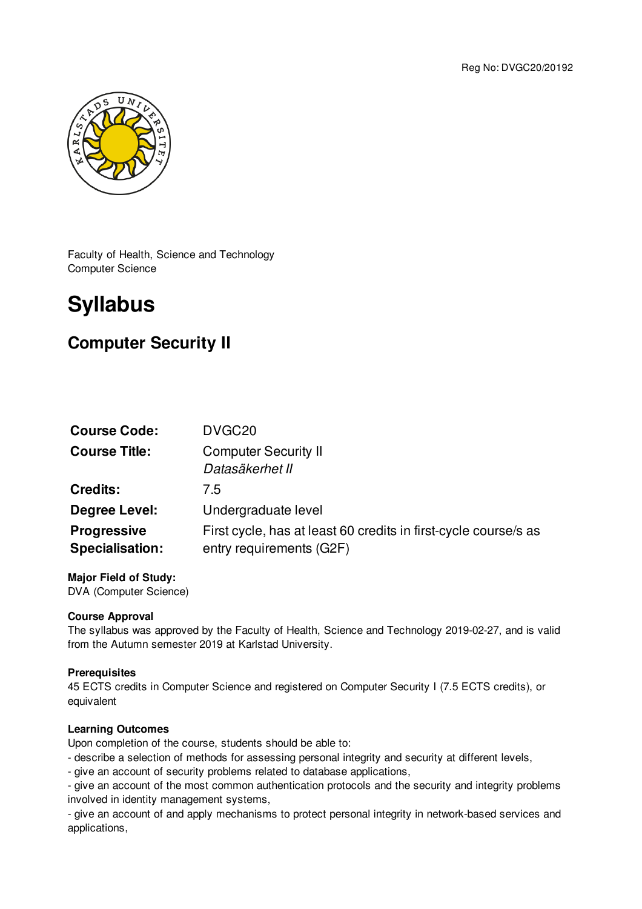Reg No: DVGC20/20192

Faculty of Health, Science and Technology
Computer Science

# Syllabus

## Computer Security II

| | |
|---|---|
| **Course Code:** | DVGC20 |
| **Course Title:** | Computer Security II<br>*Datasäkerhet II* |
| **Credits:** | 7.5 |
| **Degree Level:** | Undergraduate level |
| **Progressive Specialisation:** | First cycle, has at least 60 credits in first-cycle course/s as entry requirements (G2F) |

**Major Field of Study:**
DVA (Computer Science)

**Course Approval**
The syllabus was approved by the Faculty of Health, Science and Technology 2019-02-27, and is valid from the Autumn semester 2019 at Karlstad University.

**Prerequisites**
45 ECTS credits in Computer Science and registered on Computer Security I (7.5 ECTS credits), or equivalent

**Learning Outcomes**
Upon completion of the course, students should be able to:
- describe a selection of methods for assessing personal integrity and security at different levels,
- give an account of security problems related to database applications,
- give an account of the most common authentication protocols and the security and integrity problems involved in identity management systems,
- give an account of and apply mechanisms to protect personal integrity in network-based services and applications,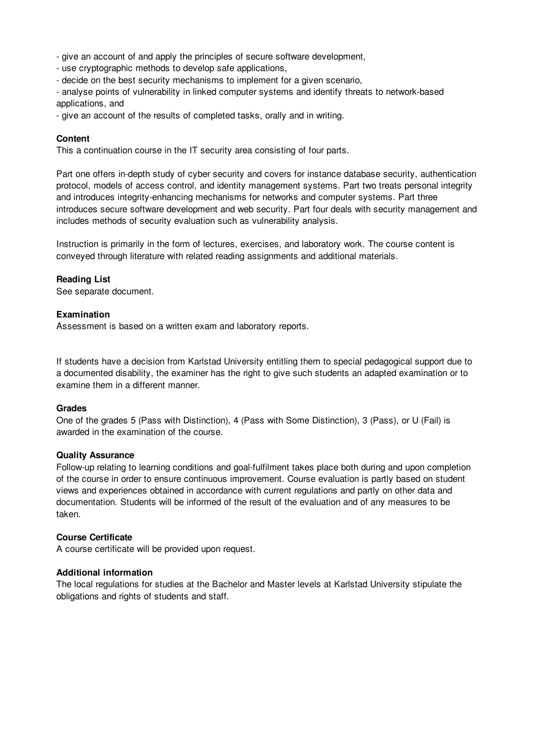- give an account of and apply the principles of secure software development,
- use cryptographic methods to develop safe applications,
- decide on the best security mechanisms to implement for a given scenario,
- analyse points of vulnerability in linked computer systems and identify threats to network-based applications, and
- give an account of the results of completed tasks, orally and in writing.

**Content**

This a continuation course in the IT security area consisting of four parts.

Part one offers in-depth study of cyber security and covers for instance database security, authentication protocol, models of access control, and identity management systems. Part two treats personal integrity and introduces integrity-enhancing mechanisms for networks and computer systems. Part three introduces secure software development and web security. Part four deals with security management and includes methods of security evaluation such as vulnerability analysis.

Instruction is primarily in the form of lectures, exercises, and laboratory work. The course content is conveyed through literature with related reading assignments and additional materials.

**Reading List**

See separate document.

**Examination**

Assessment is based on a written exam and laboratory reports.

If students have a decision from Karlstad University entitling them to special pedagogical support due to a documented disability, the examiner has the right to give such students an adapted examination or to examine them in a different manner.

**Grades**

One of the grades 5 (Pass with Distinction), 4 (Pass with Some Distinction), 3 (Pass), or U (Fail) is awarded in the examination of the course.

**Quality Assurance**

Follow-up relating to learning conditions and goal-fulfilment takes place both during and upon completion of the course in order to ensure continuous improvement. Course evaluation is partly based on student views and experiences obtained in accordance with current regulations and partly on other data and documentation. Students will be informed of the result of the evaluation and of any measures to be taken.

**Course Certificate**

A course certificate will be provided upon request.

**Additional information**

The local regulations for studies at the Bachelor and Master levels at Karlstad University stipulate the obligations and rights of students and staff.